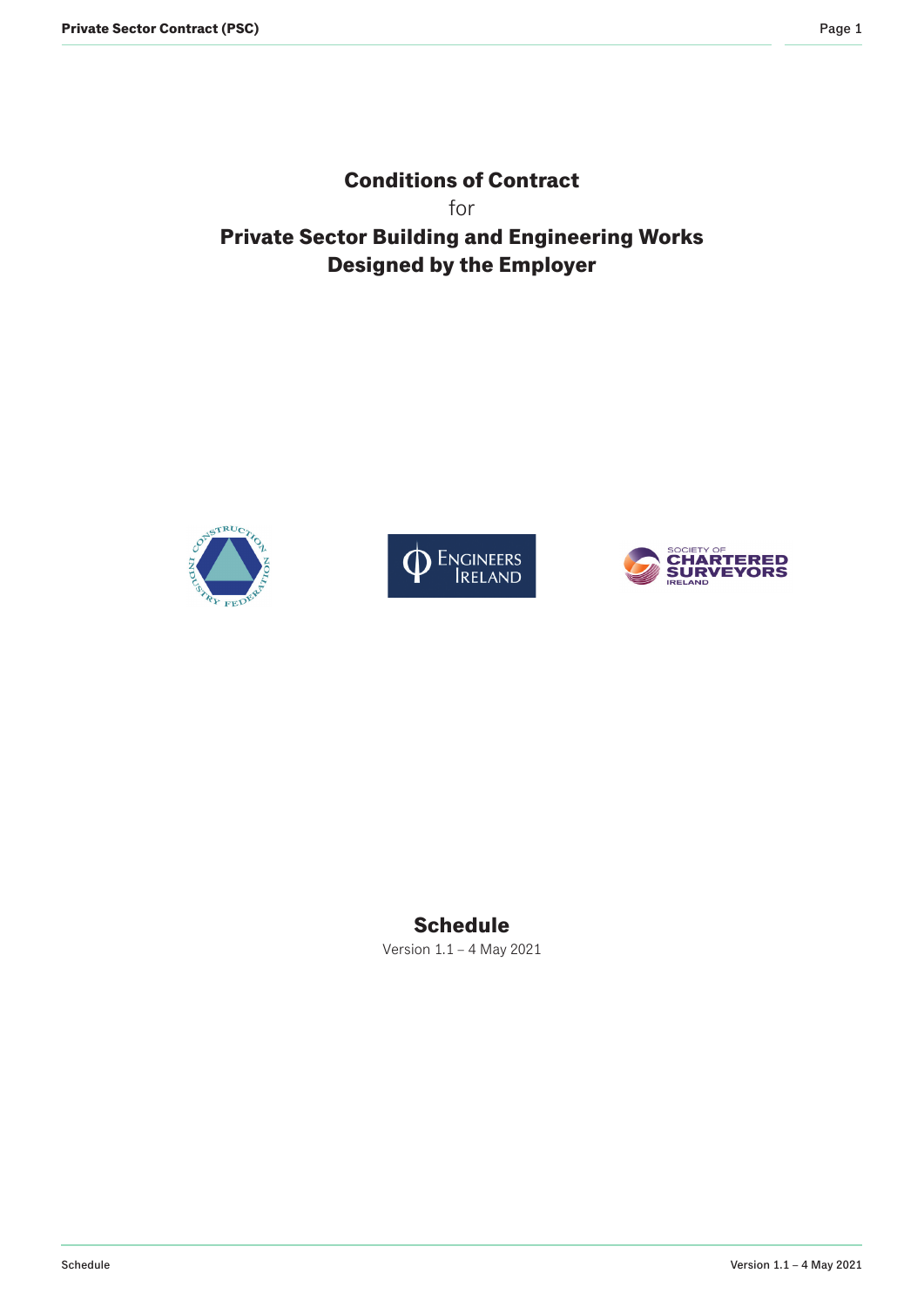# Conditions of Contract

for

# Private Sector Building and Engineering Works Designed by the Employer

## Schedule

Version 1.1 – 4 May 2021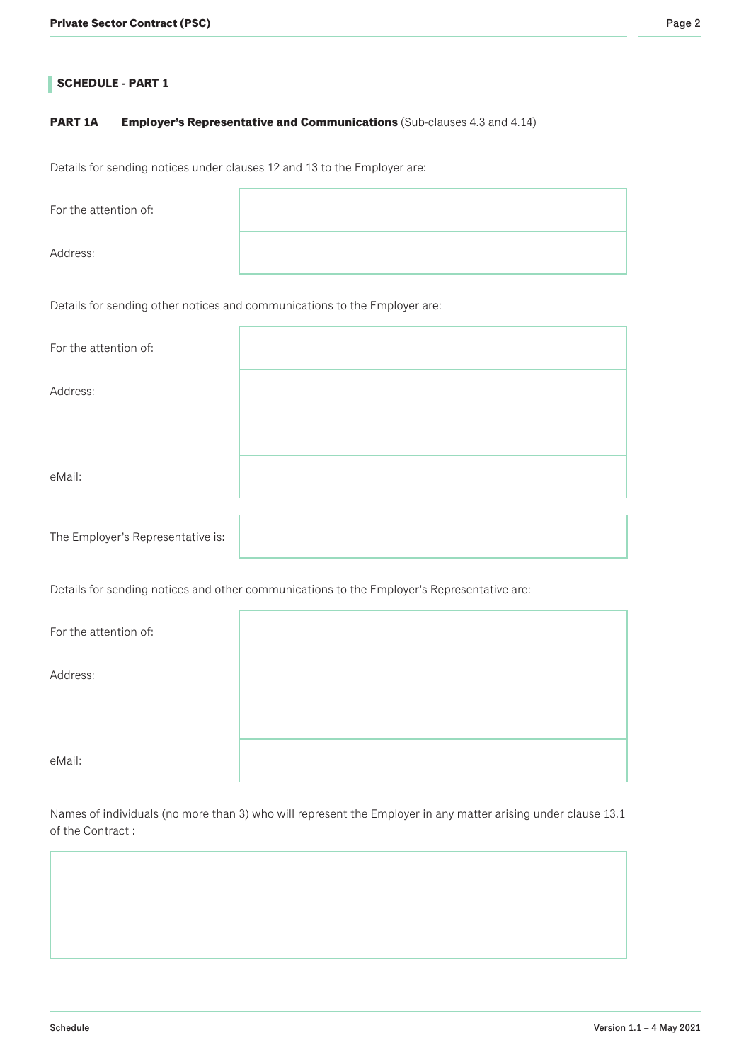## SCHEDULE - PART 1

**PART 1A Employer's Representative and Communications** (Sub-clauses 4.3 and 4.14)

Details for sending notices under clauses 12 and 13 to the Employer are:

| | |
|---|---|
| For the attention of: | |
| Address: | |

Details for sending other notices and communications to the Employer are:

| | |
|---|---|
| For the attention of: | |
| Address: | |
| eMail: | |

| | |
|---|---|
| The Employer's Representative is: | |

Details for sending notices and other communications to the Employer's Representative are:

| | |
|---|---|
| For the attention of: | |
| Address: | |
| eMail: | |

Names of individuals (no more than 3) who will represent the Employer in any matter arising under clause 13.1 of the Contract :

| |
|---|
| |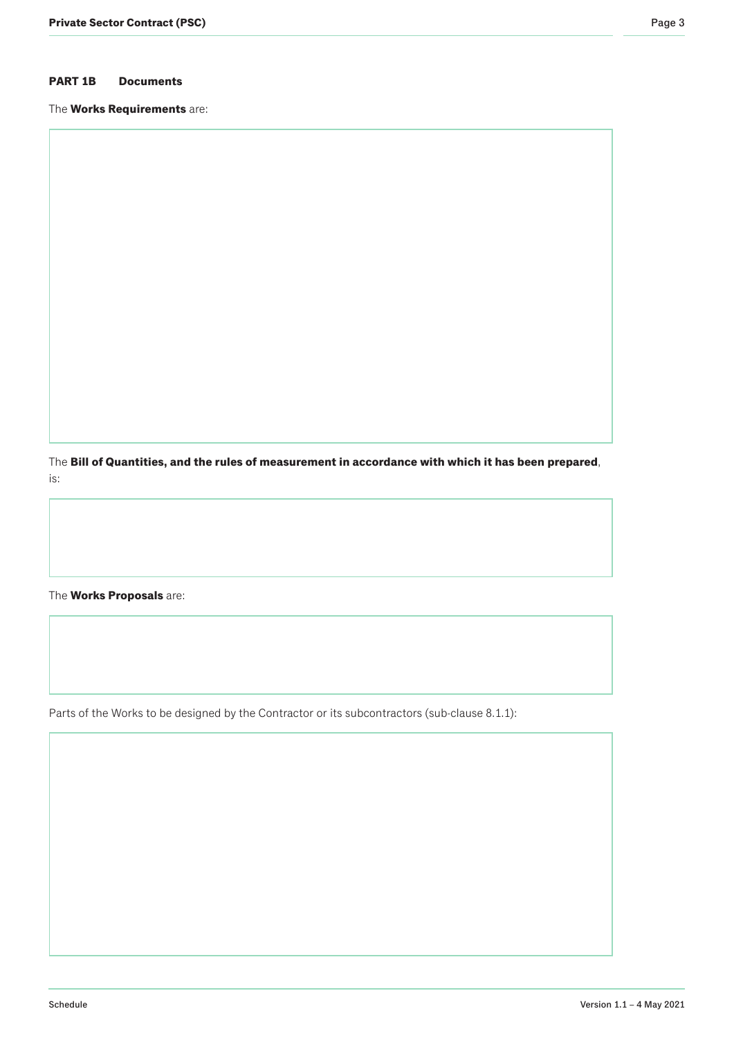## PART 1B Documents

The **Works Requirements** are:

The **Bill of Quantities, and the rules of measurement in accordance with which it has been prepared**, is:

The **Works Proposals** are:

Parts of the Works to be designed by the Contractor or its subcontractors (sub-clause 8.1.1):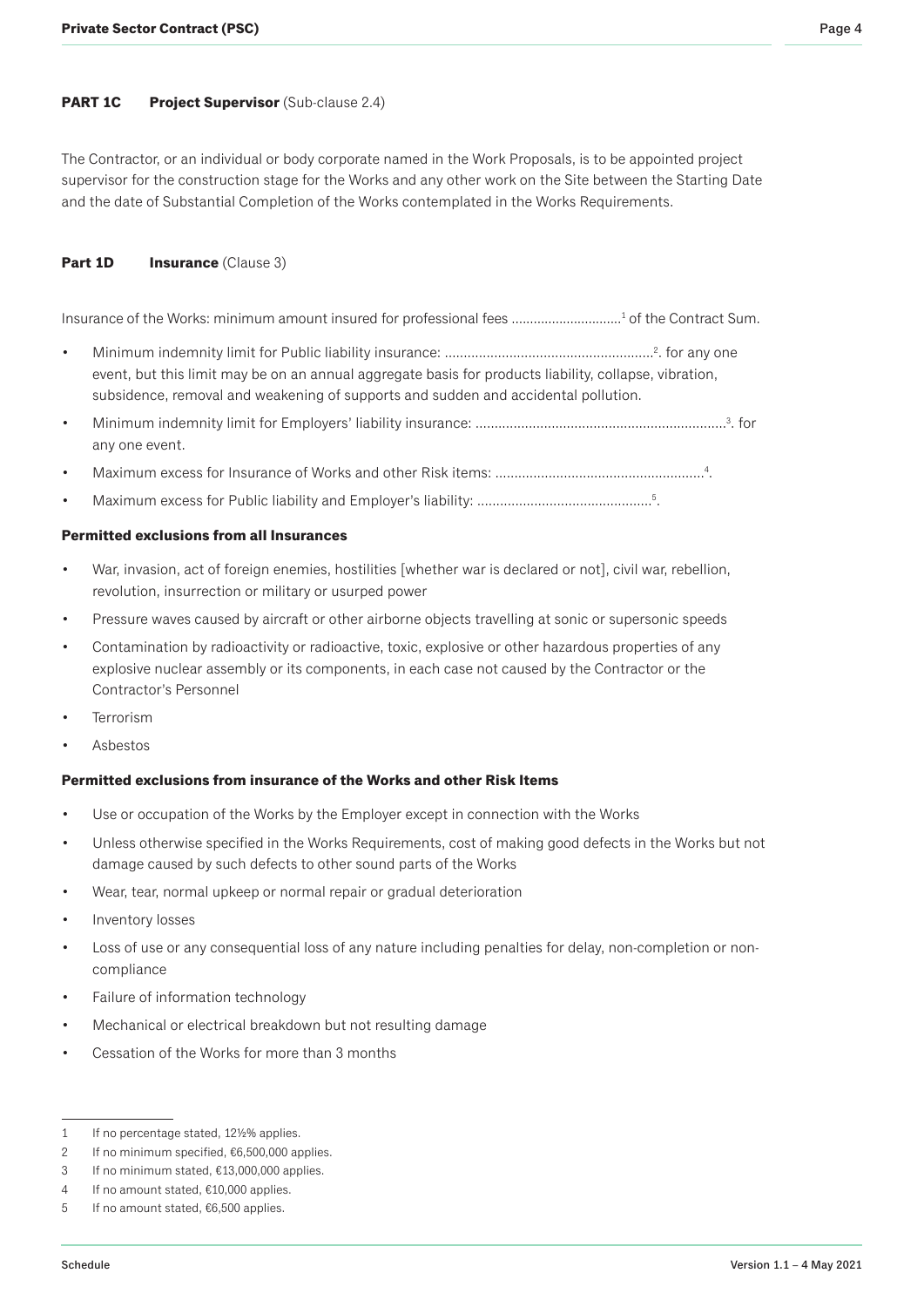## PART 1C Project Supervisor (Sub-clause 2.4)

The Contractor, or an individual or body corporate named in the Work Proposals, is to be appointed project supervisor for the construction stage for the Works and any other work on the Site between the Starting Date and the date of Substantial Completion of the Works contemplated in the Works Requirements.

## Part 1D Insurance (Clause 3)

Insurance of the Works: minimum amount insured for professional fees .............................[1] of the Contract Sum.

- Minimum indemnity limit for Public liability insurance: ......................................................[2]. for any one event, but this limit may be on an annual aggregate basis for products liability, collapse, vibration, subsidence, removal and weakening of supports and sudden and accidental pollution.
- Minimum indemnity limit for Employers' liability insurance: .................................................................[3]. for any one event.
- Maximum excess for Insurance of Works and other Risk items: ......................................................[4].
- Maximum excess for Public liability and Employer's liability: .............................................[5].

### Permitted exclusions from all Insurances

- War, invasion, act of foreign enemies, hostilities [whether war is declared or not], civil war, rebellion, revolution, insurrection or military or usurped power
- Pressure waves caused by aircraft or other airborne objects travelling at sonic or supersonic speeds
- Contamination by radioactivity or radioactive, toxic, explosive or other hazardous properties of any explosive nuclear assembly or its components, in each case not caused by the Contractor or the Contractor's Personnel
- Terrorism
- Asbestos

### Permitted exclusions from insurance of the Works and other Risk Items

- Use or occupation of the Works by the Employer except in connection with the Works
- Unless otherwise specified in the Works Requirements, cost of making good defects in the Works but not damage caused by such defects to other sound parts of the Works
- Wear, tear, normal upkeep or normal repair or gradual deterioration
- Inventory losses
- Loss of use or any consequential loss of any nature including penalties for delay, non-completion or non-compliance
- Failure of information technology
- Mechanical or electrical breakdown but not resulting damage
- Cessation of the Works for more than 3 months

---

1 If no percentage stated, 12½% applies.

2 If no minimum specified, €6,500,000 applies.

3 If no minimum stated, €13,000,000 applies.

4 If no amount stated, €10,000 applies.

5 If no amount stated, €6,500 applies.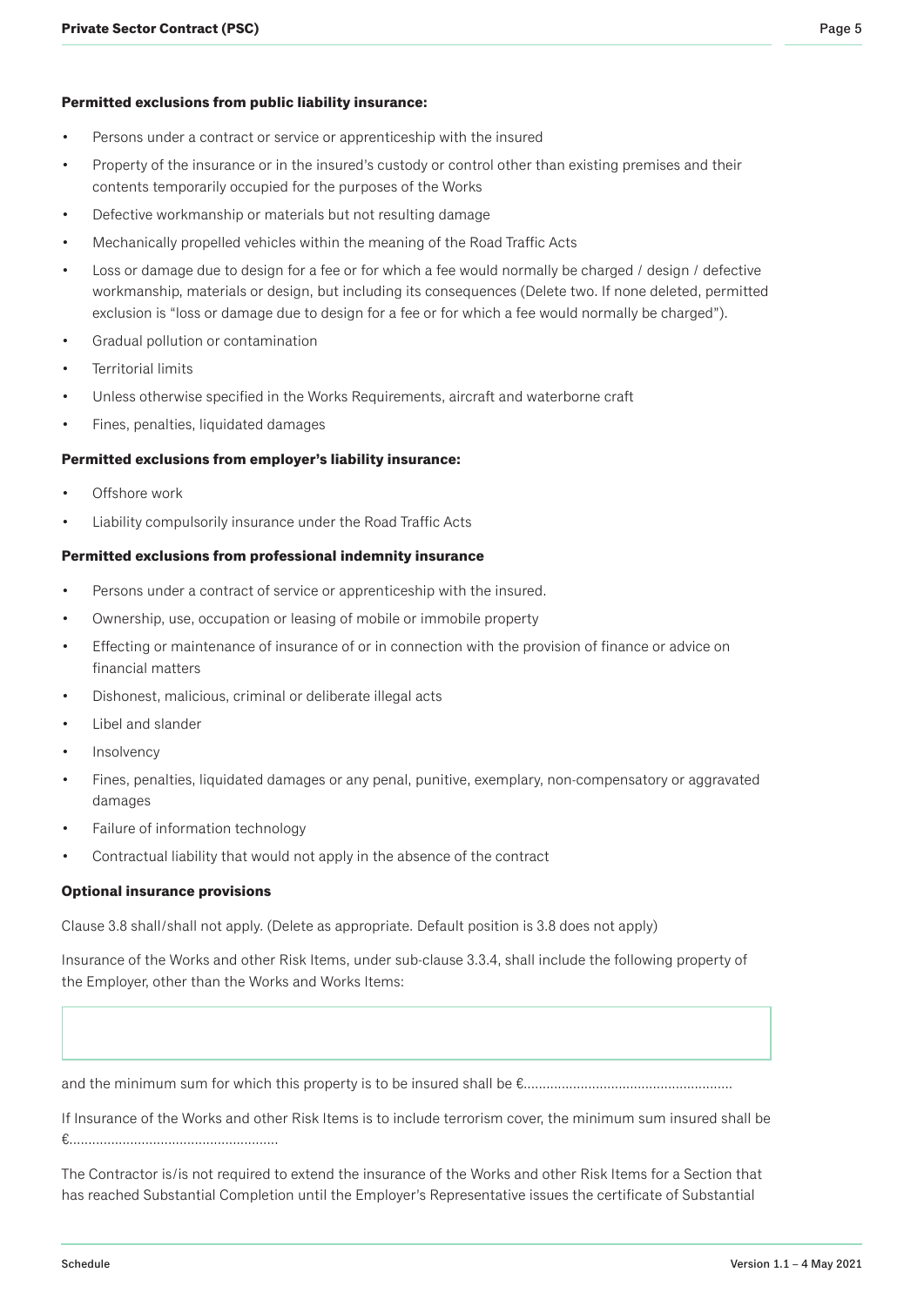**Permitted exclusions from public liability insurance:**

- Persons under a contract or service or apprenticeship with the insured
- Property of the insurance or in the insured's custody or control other than existing premises and their contents temporarily occupied for the purposes of the Works
- Defective workmanship or materials but not resulting damage
- Mechanically propelled vehicles within the meaning of the Road Traffic Acts
- Loss or damage due to design for a fee or for which a fee would normally be charged / design / defective workmanship, materials or design, but including its consequences (Delete two. If none deleted, permitted exclusion is "loss or damage due to design for a fee or for which a fee would normally be charged").
- Gradual pollution or contamination
- Territorial limits
- Unless otherwise specified in the Works Requirements, aircraft and waterborne craft
- Fines, penalties, liquidated damages

**Permitted exclusions from employer's liability insurance:**

- Offshore work
- Liability compulsorily insurance under the Road Traffic Acts

**Permitted exclusions from professional indemnity insurance**

- Persons under a contract of service or apprenticeship with the insured.
- Ownership, use, occupation or leasing of mobile or immobile property
- Effecting or maintenance of insurance of or in connection with the provision of finance or advice on financial matters
- Dishonest, malicious, criminal or deliberate illegal acts
- Libel and slander
- Insolvency
- Fines, penalties, liquidated damages or any penal, punitive, exemplary, non-compensatory or aggravated damages
- Failure of information technology
- Contractual liability that would not apply in the absence of the contract

**Optional insurance provisions**

Clause 3.8 shall/shall not apply. (Delete as appropriate. Default position is 3.8 does not apply)

Insurance of the Works and other Risk Items, under sub-clause 3.3.4, shall include the following property of the Employer, other than the Works and Works Items:

and the minimum sum for which this property is to be insured shall be €......................................................

If Insurance of the Works and other Risk Items is to include terrorism cover, the minimum sum insured shall be €......................................................

The Contractor is/is not required to extend the insurance of the Works and other Risk Items for a Section that has reached Substantial Completion until the Employer's Representative issues the certificate of Substantial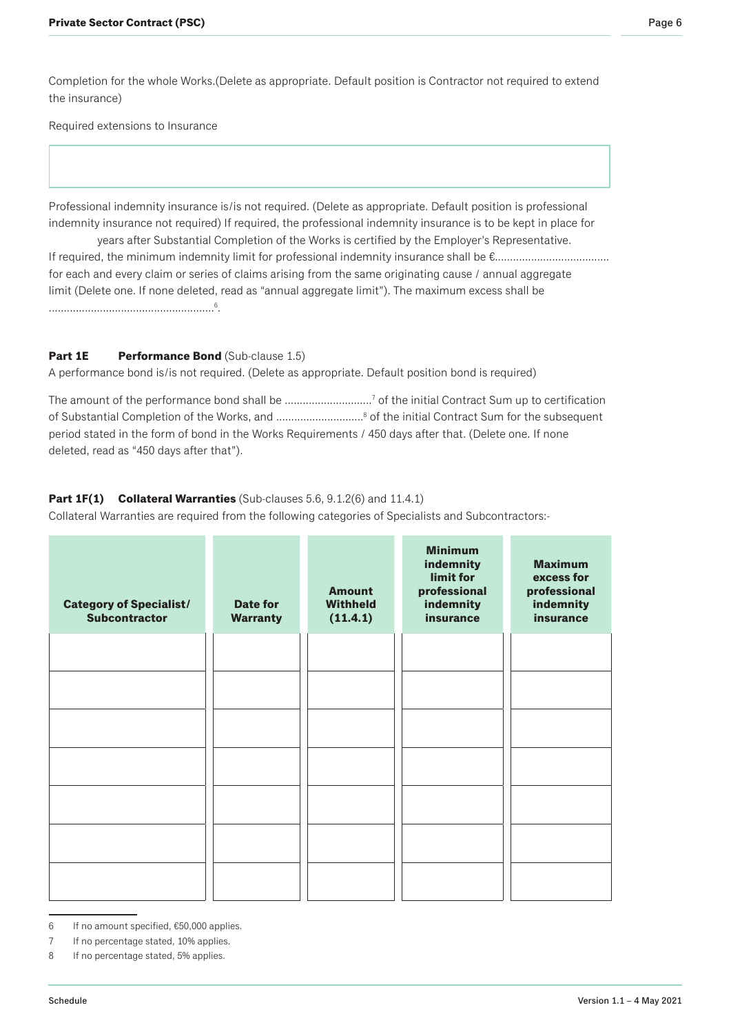Completion for the whole Works.(Delete as appropriate. Default position is Contractor not required to extend the insurance)

Required extensions to Insurance

| |
|---|
| |

Professional indemnity insurance is/is not required. (Delete as appropriate. Default position is professional indemnity insurance not required) If required, the professional indemnity insurance is to be kept in place for years after Substantial Completion of the Works is certified by the Employer's Representative. If required, the minimum indemnity limit for professional indemnity insurance shall be €...................................... for each and every claim or series of claims arising from the same originating cause / annual aggregate limit (Delete one. If none deleted, read as "annual aggregate limit"). The maximum excess shall be ......................................................[6].

**Part 1E Performance Bond** (Sub-clause 1.5)

A performance bond is/is not required. (Delete as appropriate. Default position bond is required)

The amount of the performance bond shall be ............................[7] of the initial Contract Sum up to certification of Substantial Completion of the Works, and ............................[8] of the initial Contract Sum for the subsequent period stated in the form of bond in the Works Requirements / 450 days after that. (Delete one. If none deleted, read as "450 days after that").

**Part 1F(1) Collateral Warranties** (Sub-clauses 5.6, 9.1.2(6) and 11.4.1)

Collateral Warranties are required from the following categories of Specialists and Subcontractors:-

| Category of Specialist/ Subcontractor | Date for Warranty | Amount Withheld (11.4.1) | Minimum indemnity limit for professional indemnity insurance | Maximum excess for professional indemnity insurance |
|---|---|---|---|---|
| | | | | |
| | | | | |
| | | | | |
| | | | | |
| | | | | |
| | | | | |
| | | | | |

6 If no amount specified, €50,000 applies.

7 If no percentage stated, 10% applies.

8 If no percentage stated, 5% applies.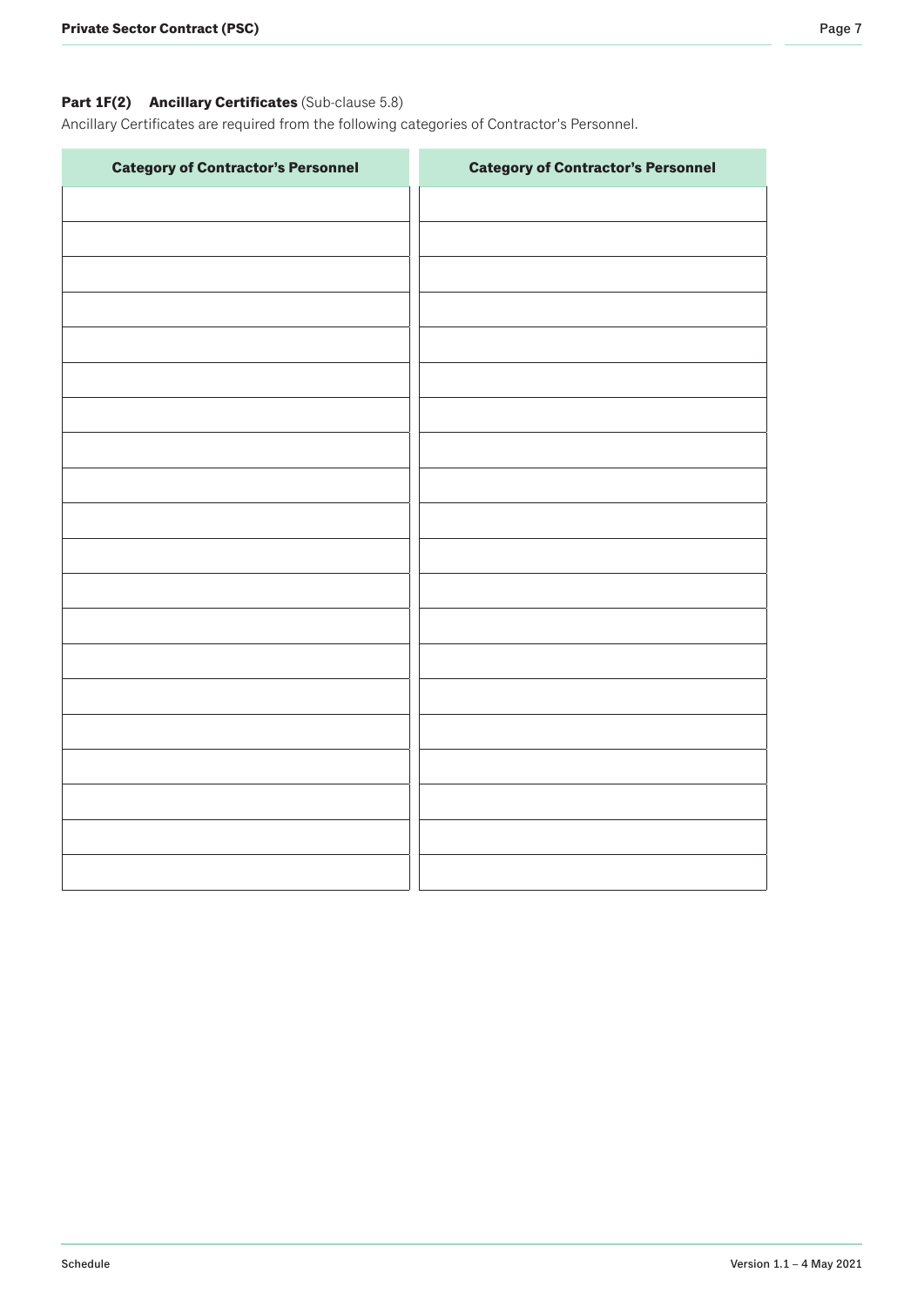**Part 1F(2) Ancillary Certificates** (Sub-clause 5.8)

Ancillary Certificates are required from the following categories of Contractor's Personnel.

| Category of Contractor's Personnel | Category of Contractor's Personnel |
| --- | --- |
| | |
| | |
| | |
| | |
| | |
| | |
| | |
| | |
| | |
| | |
| | |
| | |
| | |
| | |
| | |
| | |
| | |
| | |
| | |
| | |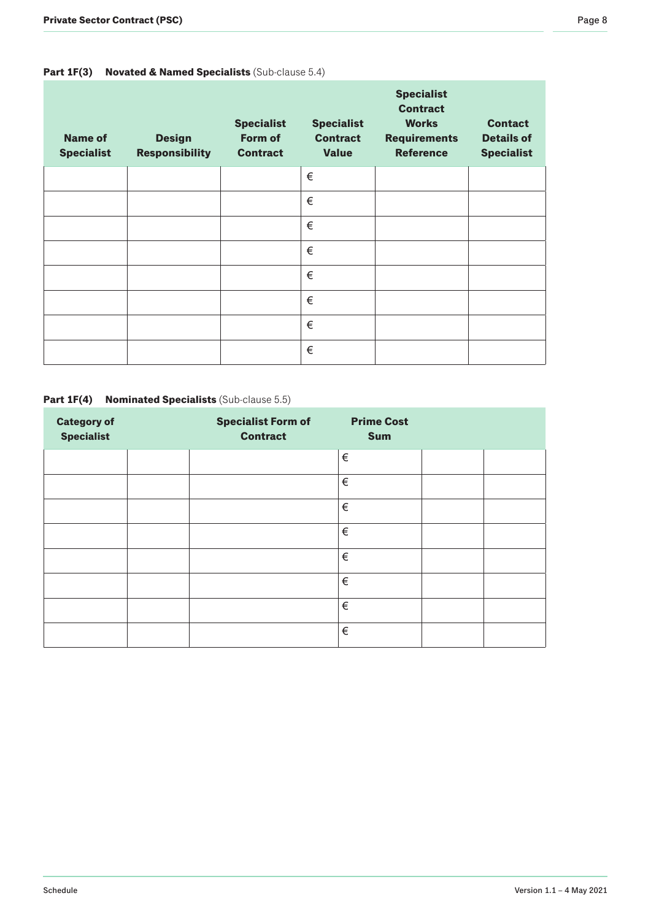**Part 1F(3) Novated & Named Specialists** (Sub-clause 5.4)

| Name of Specialist | Design Responsibility | Specialist Form of Contract | Specialist Contract Value | Specialist Contract Works Requirements Reference | Contact Details of Specialist |
|---|---|---|---|---|---|
| | | | € | | |
| | | | € | | |
| | | | € | | |
| | | | € | | |
| | | | € | | |
| | | | € | | |
| | | | € | | |
| | | | € | | |

**Part 1F(4) Nominated Specialists** (Sub-clause 5.5)

| Category of Specialist | | Specialist Form of Contract | Prime Cost Sum | | |
|---|---|---|---|---|---|
| | | | € | | |
| | | | € | | |
| | | | € | | |
| | | | € | | |
| | | | € | | |
| | | | € | | |
| | | | € | | |
| | | | € | | |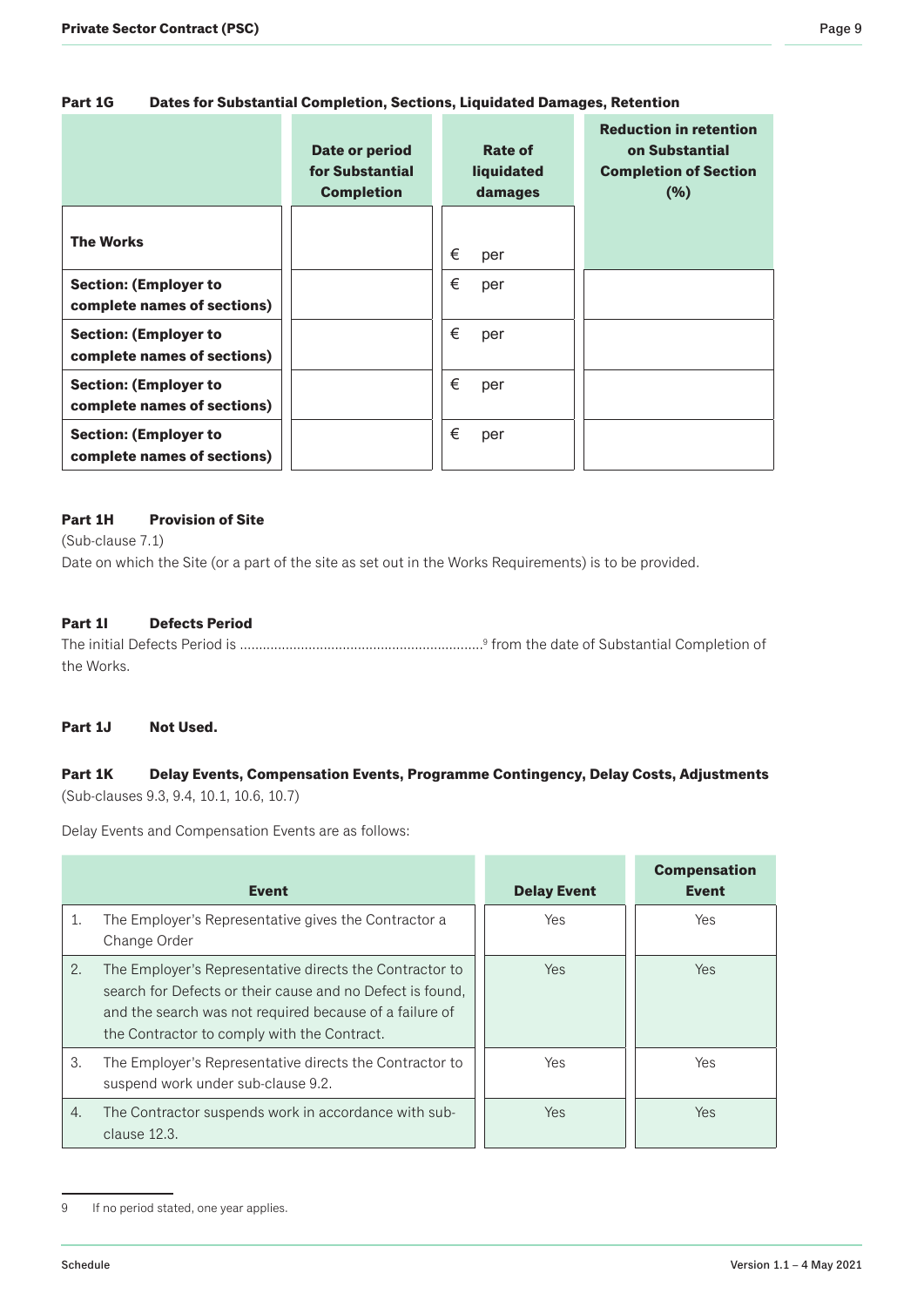### Part 1G Dates for Substantial Completion, Sections, Liquidated Damages, Retention

| | Date or period for Substantial Completion | Rate of liquidated damages | Reduction in retention on Substantial Completion of Section (%) |
|---|---|---|---|
| **The Works** | | € per | |
| **Section: (Employer to complete names of sections)** | | € per | |
| **Section: (Employer to complete names of sections)** | | € per | |
| **Section: (Employer to complete names of sections)** | | € per | |
| **Section: (Employer to complete names of sections)** | | € per | |

### Part 1H Provision of Site

(Sub-clause 7.1)

Date on which the Site (or a part of the site as set out in the Works Requirements) is to be provided.

### Part 1I Defects Period

The initial Defects Period is ...............................................................[9] from the date of Substantial Completion of the Works.

### Part 1J Not Used.

### Part 1K Delay Events, Compensation Events, Programme Contingency, Delay Costs, Adjustments

(Sub-clauses 9.3, 9.4, 10.1, 10.6, 10.7)

Delay Events and Compensation Events are as follows:

| | Event | Delay Event | Compensation Event |
|---|---|---|---|
| 1. | The Employer's Representative gives the Contractor a Change Order | Yes | Yes |
| 2. | The Employer's Representative directs the Contractor to search for Defects or their cause and no Defect is found, and the search was not required because of a failure of the Contractor to comply with the Contract. | Yes | Yes |
| 3. | The Employer's Representative directs the Contractor to suspend work under sub-clause 9.2. | Yes | Yes |
| 4. | The Contractor suspends work in accordance with sub-clause 12.3. | Yes | Yes |

9 If no period stated, one year applies.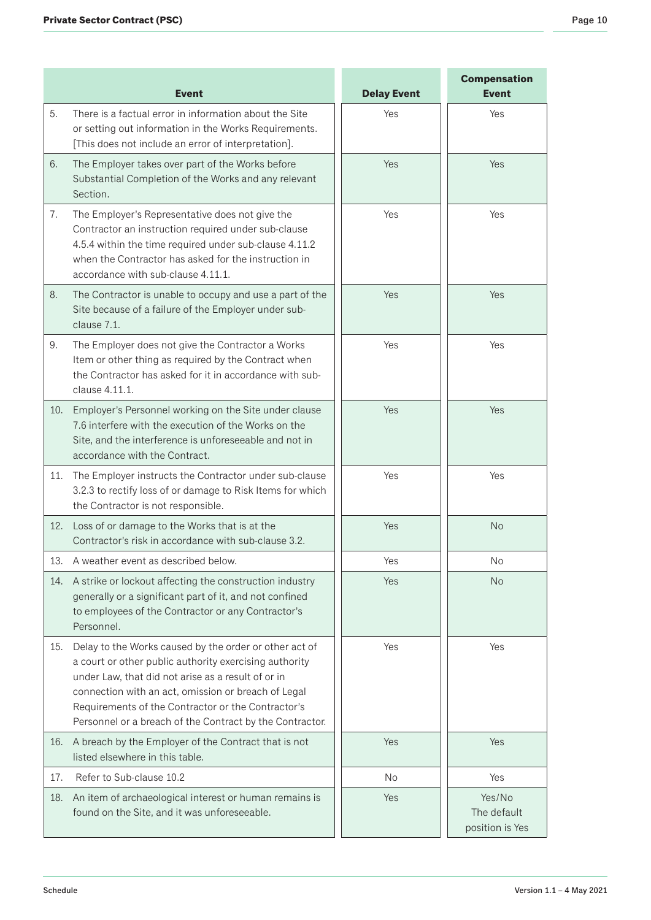| | Event | Delay Event | Compensation Event |
|---|---|---|---|
| 5. | There is a factual error in information about the Site or setting out information in the Works Requirements. [This does not include an error of interpretation]. | Yes | Yes |
| 6. | The Employer takes over part of the Works before Substantial Completion of the Works and any relevant Section. | Yes | Yes |
| 7. | The Employer's Representative does not give the Contractor an instruction required under sub-clause 4.5.4 within the time required under sub-clause 4.11.2 when the Contractor has asked for the instruction in accordance with sub-clause 4.11.1. | Yes | Yes |
| 8. | The Contractor is unable to occupy and use a part of the Site because of a failure of the Employer under sub-clause 7.1. | Yes | Yes |
| 9. | The Employer does not give the Contractor a Works Item or other thing as required by the Contract when the Contractor has asked for it in accordance with sub-clause 4.11.1. | Yes | Yes |
| 10. | Employer's Personnel working on the Site under clause 7.6 interfere with the execution of the Works on the Site, and the interference is unforeseeable and not in accordance with the Contract. | Yes | Yes |
| 11. | The Employer instructs the Contractor under sub-clause 3.2.3 to rectify loss of or damage to Risk Items for which the Contractor is not responsible. | Yes | Yes |
| 12. | Loss of or damage to the Works that is at the Contractor's risk in accordance with sub-clause 3.2. | Yes | No |
| 13. | A weather event as described below. | Yes | No |
| 14. | A strike or lockout affecting the construction industry generally or a significant part of it, and not confined to employees of the Contractor or any Contractor's Personnel. | Yes | No |
| 15. | Delay to the Works caused by the order or other act of a court or other public authority exercising authority under Law, that did not arise as a result of or in connection with an act, omission or breach of Legal Requirements of the Contractor or the Contractor's Personnel or a breach of the Contract by the Contractor. | Yes | Yes |
| 16. | A breach by the Employer of the Contract that is not listed elsewhere in this table. | Yes | Yes |
| 17. | Refer to Sub-clause 10.2 | No | Yes |
| 18. | An item of archaeological interest or human remains is found on the Site, and it was unforeseeable. | Yes | Yes/No The default position is Yes |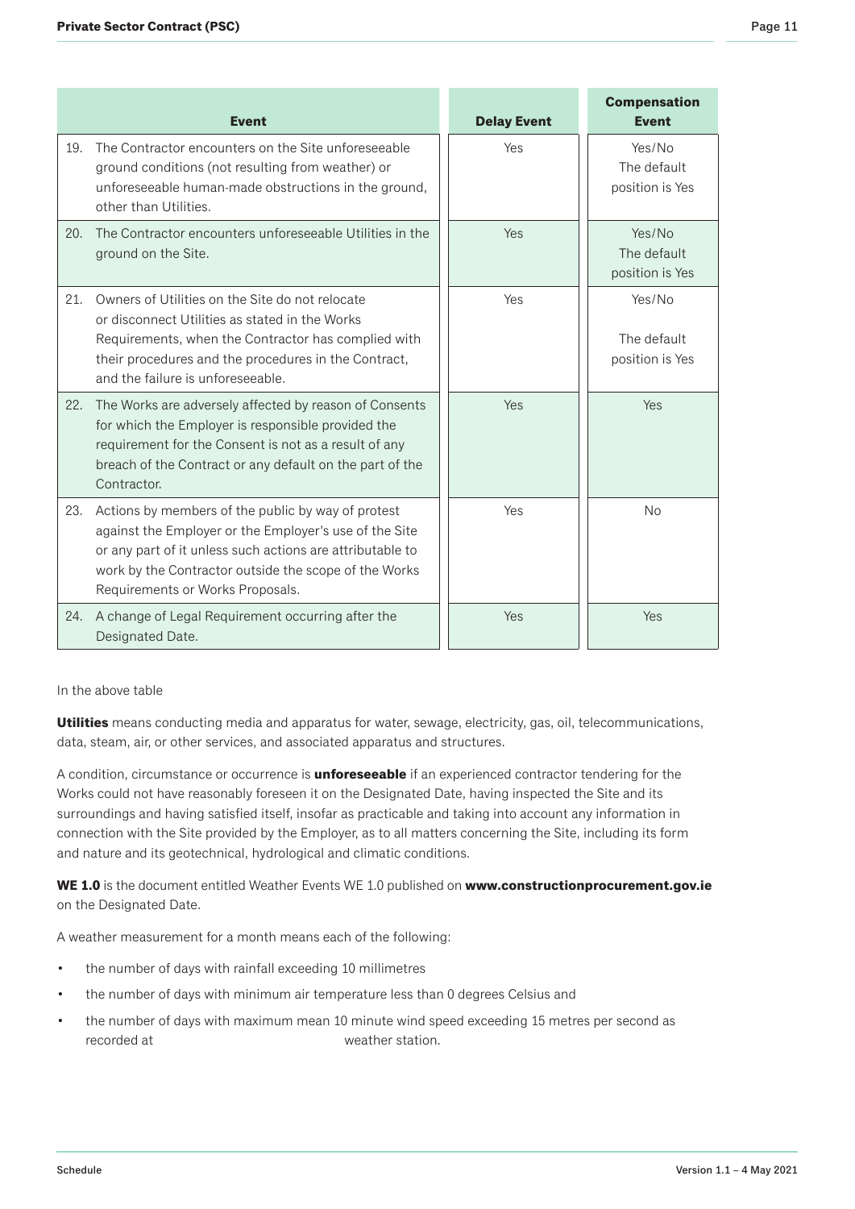| Event | Delay Event | Compensation Event |
|---|---|---|
| 19. The Contractor encounters on the Site unforeseeable ground conditions (not resulting from weather) or unforeseeable human-made obstructions in the ground, other than Utilities. | Yes | Yes/No The default position is Yes |
| 20. The Contractor encounters unforeseeable Utilities in the ground on the Site. | Yes | Yes/No The default position is Yes |
| 21. Owners of Utilities on the Site do not relocate or disconnect Utilities as stated in the Works Requirements, when the Contractor has complied with their procedures and the procedures in the Contract, and the failure is unforeseeable. | Yes | Yes/No The default position is Yes |
| 22. The Works are adversely affected by reason of Consents for which the Employer is responsible provided the requirement for the Consent is not as a result of any breach of the Contract or any default on the part of the Contractor. | Yes | Yes |
| 23. Actions by members of the public by way of protest against the Employer or the Employer's use of the Site or any part of it unless such actions are attributable to work by the Contractor outside the scope of the Works Requirements or Works Proposals. | Yes | No |
| 24. A change of Legal Requirement occurring after the Designated Date. | Yes | Yes |

In the above table

**Utilities** means conducting media and apparatus for water, sewage, electricity, gas, oil, telecommunications, data, steam, air, or other services, and associated apparatus and structures.

A condition, circumstance or occurrence is **unforeseeable** if an experienced contractor tendering for the Works could not have reasonably foreseen it on the Designated Date, having inspected the Site and its surroundings and having satisfied itself, insofar as practicable and taking into account any information in connection with the Site provided by the Employer, as to all matters concerning the Site, including its form and nature and its geotechnical, hydrological and climatic conditions.

**WE 1.0** is the document entitled Weather Events WE 1.0 published on **www.constructionprocurement.gov.ie** on the Designated Date.

A weather measurement for a month means each of the following:

- the number of days with rainfall exceeding 10 millimetres
- the number of days with minimum air temperature less than 0 degrees Celsius and
- the number of days with maximum mean 10 minute wind speed exceeding 15 metres per second as recorded at weather station.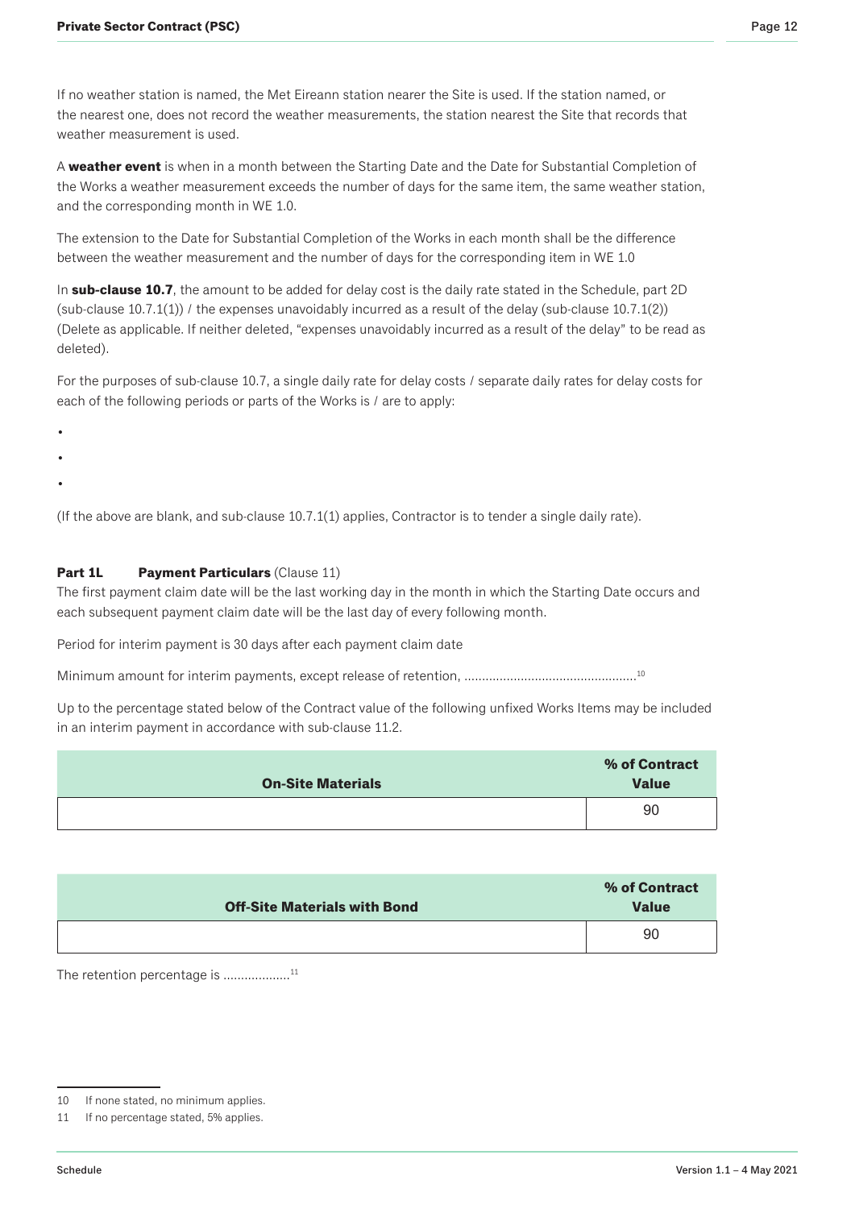If no weather station is named, the Met Eireann station nearer the Site is used. If the station named, or the nearest one, does not record the weather measurements, the station nearest the Site that records that weather measurement is used.

A **weather event** is when in a month between the Starting Date and the Date for Substantial Completion of the Works a weather measurement exceeds the number of days for the same item, the same weather station, and the corresponding month in WE 1.0.

The extension to the Date for Substantial Completion of the Works in each month shall be the difference between the weather measurement and the number of days for the corresponding item in WE 1.0

In **sub-clause 10.7**, the amount to be added for delay cost is the daily rate stated in the Schedule, part 2D (sub-clause 10.7.1(1)) / the expenses unavoidably incurred as a result of the delay (sub-clause 10.7.1(2)) (Delete as applicable. If neither deleted, "expenses unavoidably incurred as a result of the delay" to be read as deleted).

For the purposes of sub-clause 10.7, a single daily rate for delay costs / separate daily rates for delay costs for each of the following periods or parts of the Works is / are to apply:

- 
- 
- 

(If the above are blank, and sub-clause 10.7.1(1) applies, Contractor is to tender a single daily rate).

**Part 1L Payment Particulars** (Clause 11)

The first payment claim date will be the last working day in the month in which the Starting Date occurs and each subsequent payment claim date will be the last day of every following month.

Period for interim payment is 30 days after each payment claim date

Minimum amount for interim payments, except release of retention, ................................................[10]

Up to the percentage stated below of the Contract value of the following unfixed Works Items may be included in an interim payment in accordance with sub-clause 11.2.

| On-Site Materials | % of Contract Value |
|---|---|
| | 90 |

| Off-Site Materials with Bond | % of Contract Value |
|---|---|
| | 90 |

The retention percentage is ..................[11]

10 If none stated, no minimum applies.

11 If no percentage stated, 5% applies.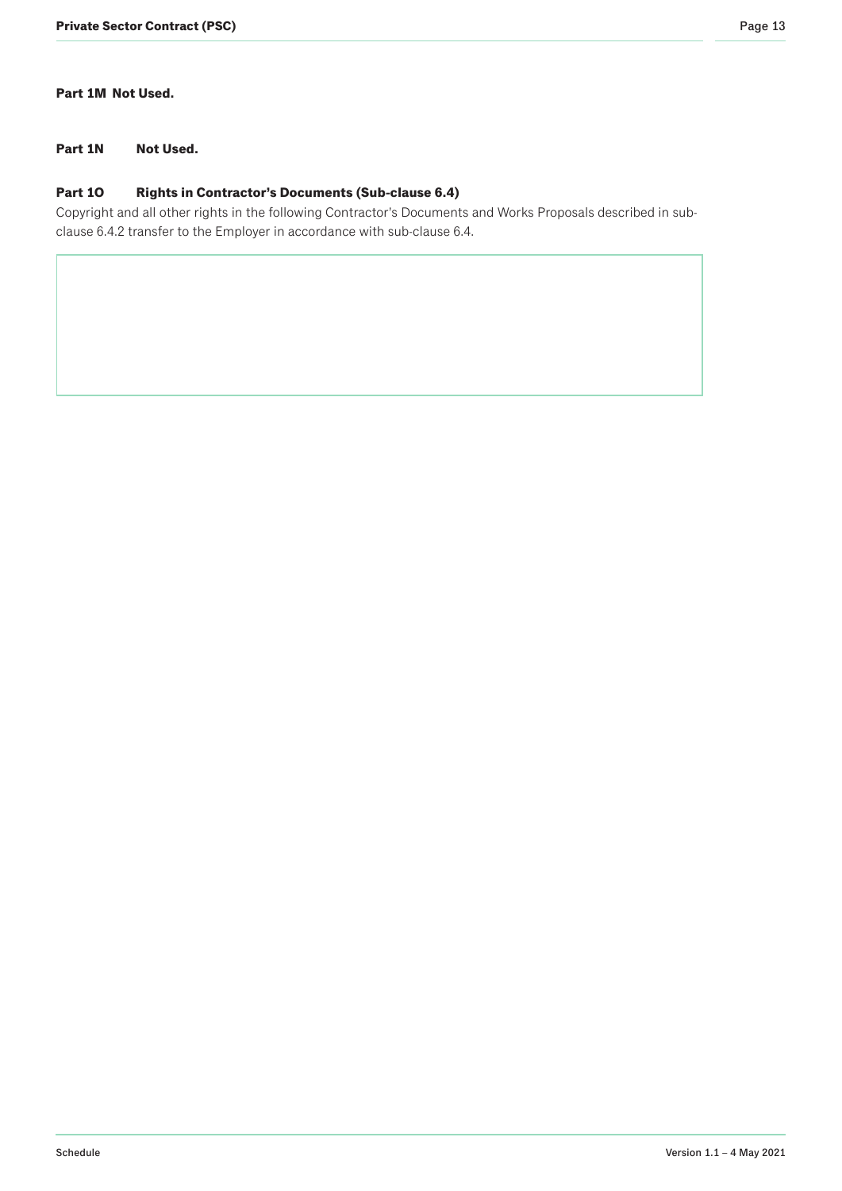**Part 1M Not Used.**

**Part 1N Not Used.**

**Part 1O Rights in Contractor's Documents (Sub-clause 6.4)**

Copyright and all other rights in the following Contractor's Documents and Works Proposals described in sub-clause 6.4.2 transfer to the Employer in accordance with sub-clause 6.4.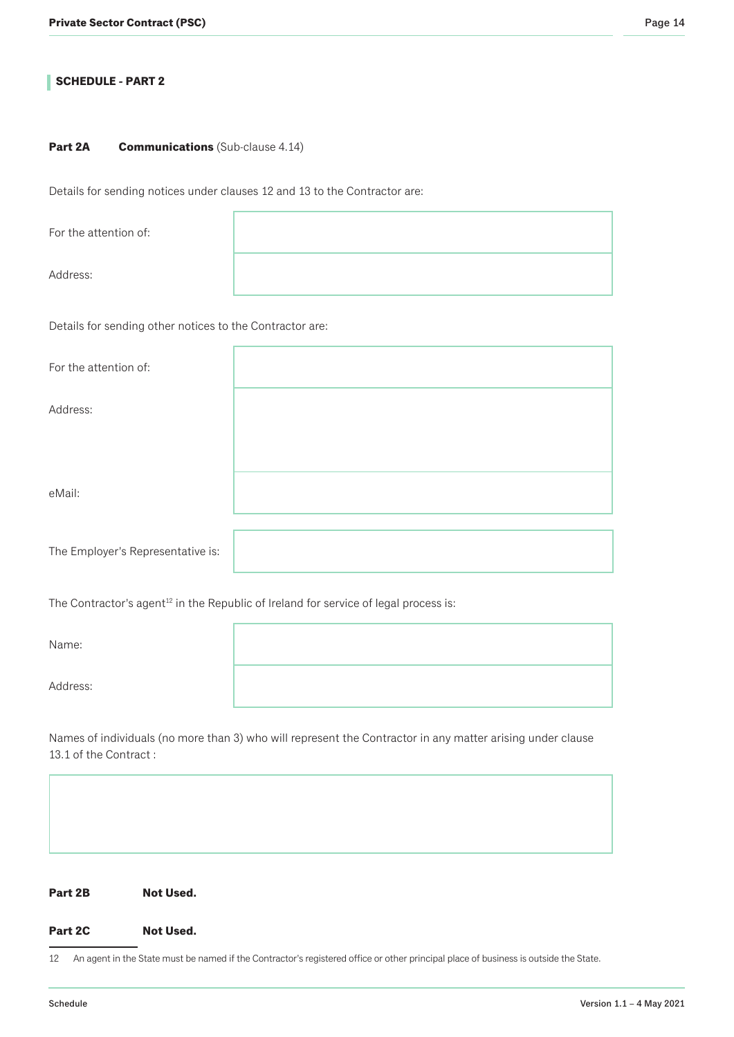## SCHEDULE - PART 2

**Part 2A** **Communications** (Sub-clause 4.14)

Details for sending notices under clauses 12 and 13 to the Contractor are:

| | |
|---|---|
| For the attention of: | |
| Address: | |

Details for sending other notices to the Contractor are:

| | |
|---|---|
| For the attention of: | |
| Address: | |
| eMail: | |

| | |
|---|---|
| The Employer's Representative is: | |

The Contractor's agent[12] in the Republic of Ireland for service of legal process is:

| | |
|---|---|
| Name: | |
| Address: | |

Names of individuals (no more than 3) who will represent the Contractor in any matter arising under clause 13.1 of the Contract :

| |
|---|
| |

**Part 2B** **Not Used.**

**Part 2C** **Not Used.**

12 An agent in the State must be named if the Contractor's registered office or other principal place of business is outside the State.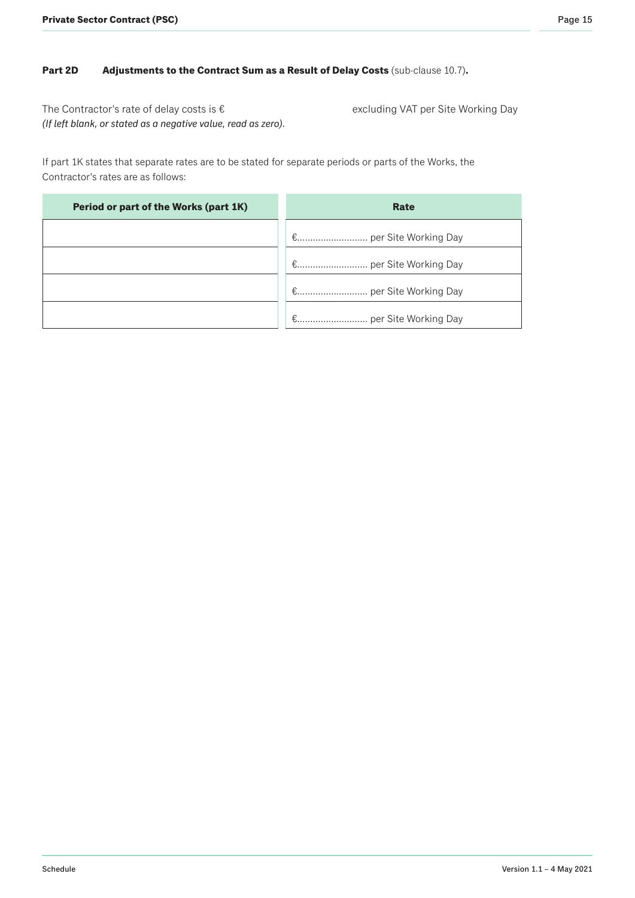**Part 2D Adjustments to the Contract Sum as a Result of Delay Costs** (sub-clause 10.7)**.**

The Contractor's rate of delay costs is € excluding VAT per Site Working Day
*(If left blank, or stated as a negative value, read as zero).*

If part 1K states that separate rates are to be stated for separate periods or parts of the Works, the Contractor's rates are as follows:

| Period or part of the Works (part 1K) | Rate |
|---|---|
| | €.......................... per Site Working Day |
| | €.......................... per Site Working Day |
| | €.......................... per Site Working Day |
| | €.......................... per Site Working Day |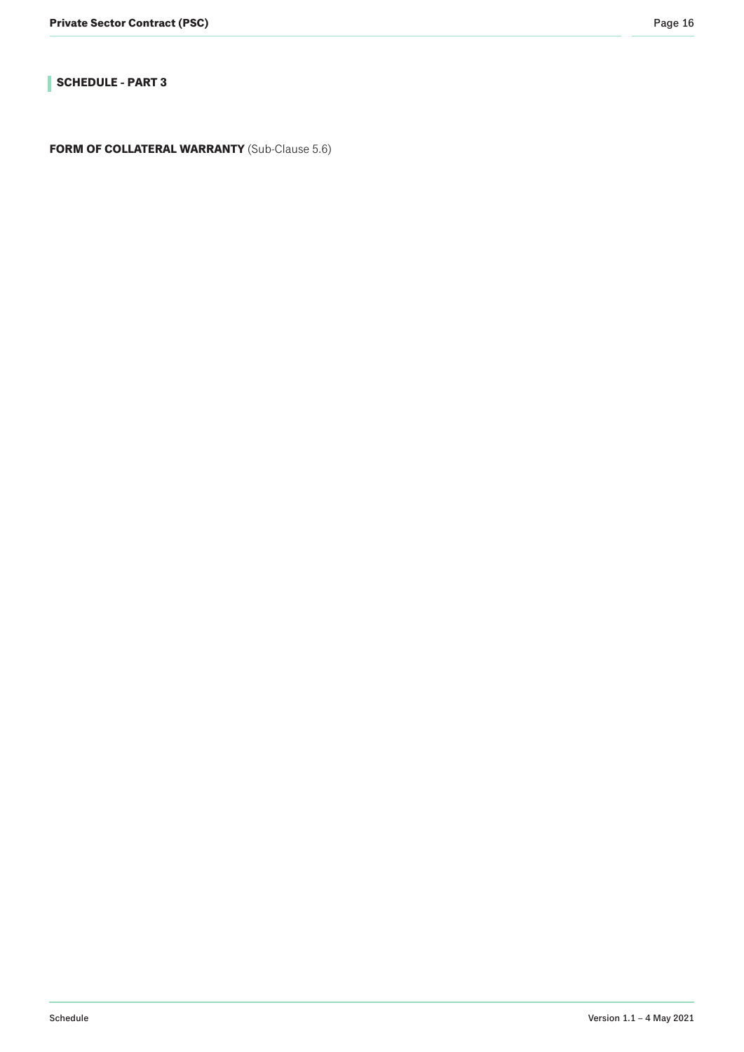## SCHEDULE - PART 3

**FORM OF COLLATERAL WARRANTY** (Sub-Clause 5.6)